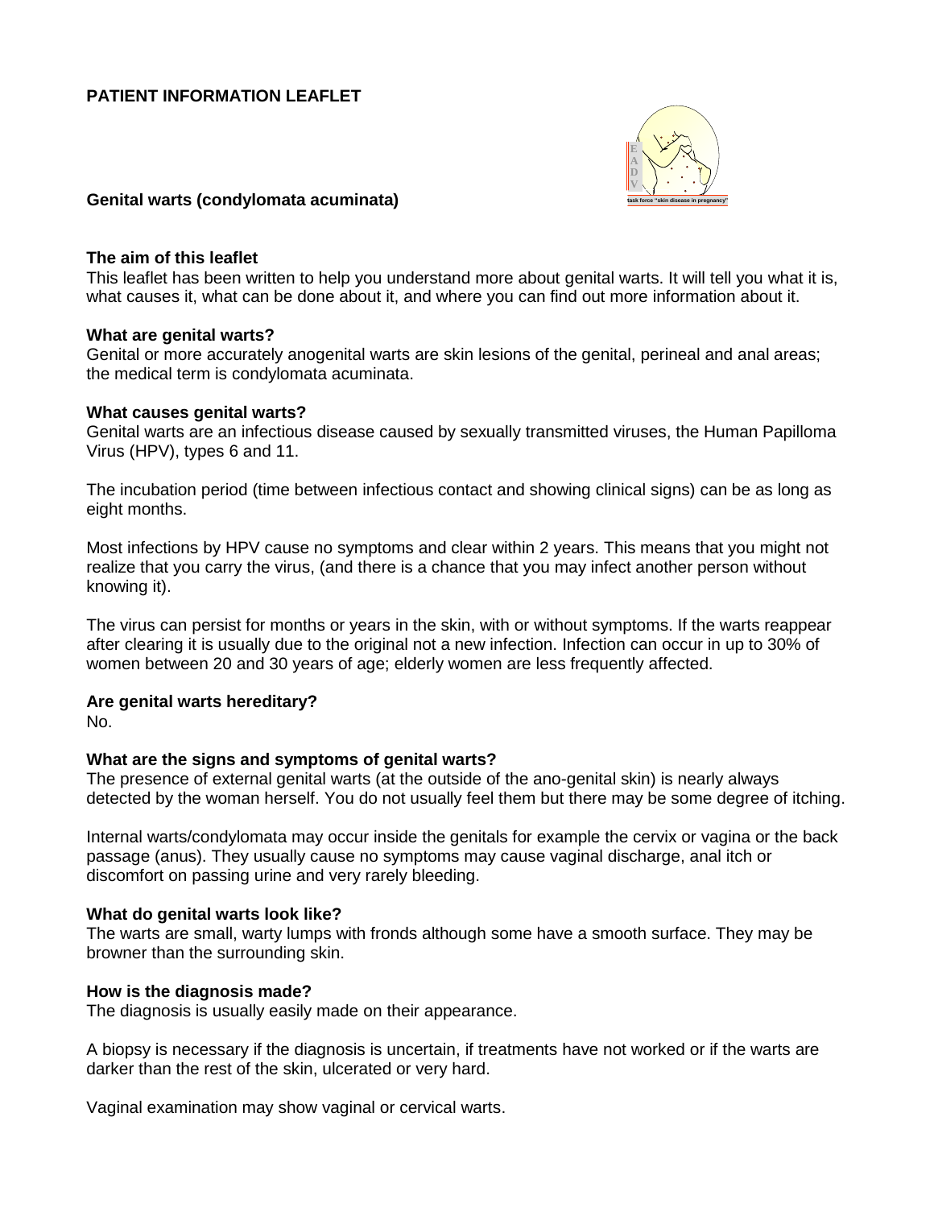**PATIENT INFORMATION LEAFLET**

## Genital warts (condylomata acuminata)

### The aim of this leaflet

This leaflet has been written to help you understand more about genital warts. It will tell you what it is, what causes it, what can be done about it, and where you can find out more information about it.

### What are genital warts?

Genital or more accurately anogenital warts are skin lesions of the genital, perineal and anal areas; the medical term is condylomata acuminata.

### What causes genital warts?

Genital warts are an infectious disease caused by sexually transmitted viruses, the Human Papilloma Virus (HPV), types 6 and 11.

The incubation period (time between infectious contact and showing clinical signs) can be as long as eight months.

Most infections by HPV cause no symptoms and clear within 2 years. This means that you might not realize that you carry the virus, (and there is a chance that you may infect another person without knowing it).

The virus can persist for months or years in the skin, with or without symptoms. If the warts reappear after clearing it is usually due to the original not a new infection. Infection can occur in up to 30% of women between 20 and 30 years of age; elderly women are less frequently affected.

### Are genital warts hereditary?

No.

### What are the signs and symptoms of genital warts?

The presence of external genital warts (at the outside of the ano-genital skin) is nearly always detected by the woman herself. You do not usually feel them but there may be some degree of itching.

Internal warts/condylomata may occur inside the genitals for example the cervix or vagina or the back passage (anus). They usually cause no symptoms may cause vaginal discharge, anal itch or discomfort on passing urine and very rarely bleeding.

### What do genital warts look like?

The warts are small, warty lumps with fronds although some have a smooth surface. They may be browner than the surrounding skin.

### How is the diagnosis made?

The diagnosis is usually easily made on their appearance.

A biopsy is necessary if the diagnosis is uncertain, if treatments have not worked or if the warts are darker than the rest of the skin, ulcerated or very hard.

Vaginal examination may show vaginal or cervical warts.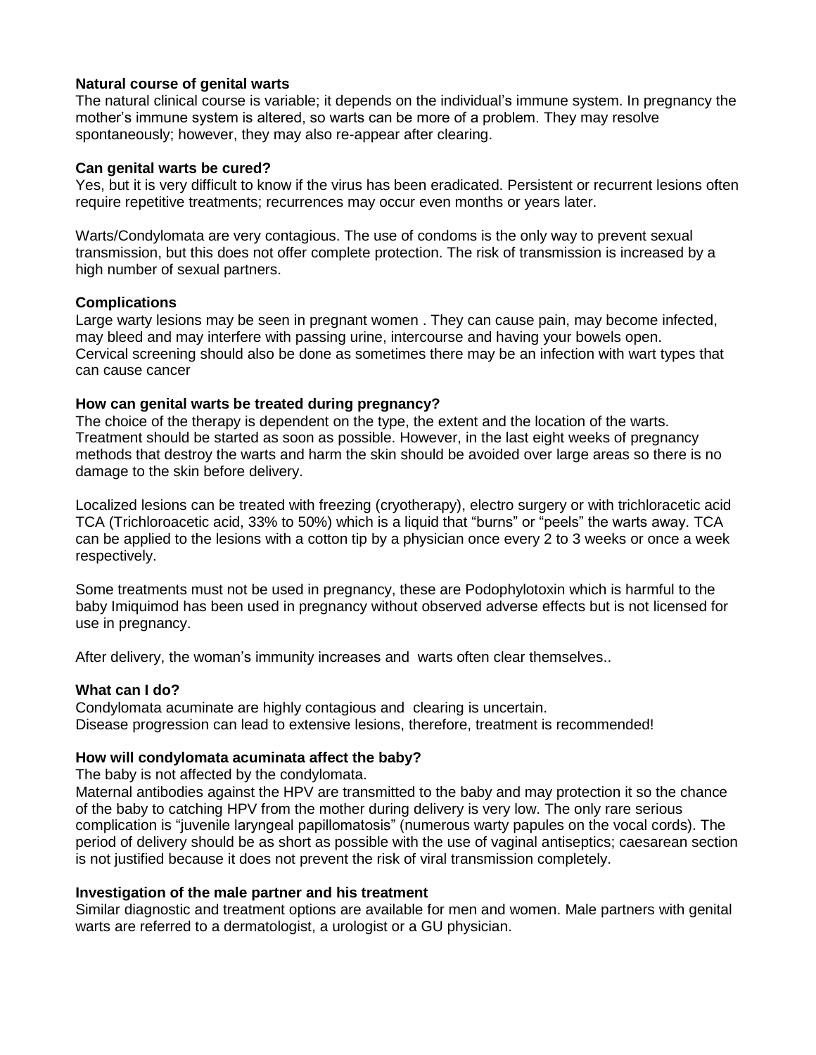**Natural course of genital warts**

The natural clinical course is variable; it depends on the individual's immune system. In pregnancy the mother's immune system is altered, so warts can be more of a problem. They may resolve spontaneously; however, they may also re-appear after clearing.

**Can genital warts be cured?**

Yes, but it is very difficult to know if the virus has been eradicated. Persistent or recurrent lesions often require repetitive treatments; recurrences may occur even months or years later.

Warts/Condylomata are very contagious. The use of condoms is the only way to prevent sexual transmission, but this does not offer complete protection. The risk of transmission is increased by a high number of sexual partners.

**Complications**

Large warty lesions may be seen in pregnant women . They can cause pain, may become infected, may bleed and may interfere with passing urine, intercourse and having your bowels open. Cervical screening should also be done as sometimes there may be an infection with wart types that can cause cancer

**How can genital warts be treated during pregnancy?**

The choice of the therapy is dependent on the type, the extent and the location of the warts. Treatment should be started as soon as possible. However, in the last eight weeks of pregnancy methods that destroy the warts and harm the skin should be avoided over large areas so there is no damage to the skin before delivery.

Localized lesions can be treated with freezing (cryotherapy), electro surgery or with trichloracetic acid TCA (Trichloroacetic acid, 33% to 50%) which is a liquid that "burns" or "peels" the warts away. TCA can be applied to the lesions with a cotton tip by a physician once every 2 to 3 weeks or once a week respectively.

Some treatments must not be used in pregnancy, these are Podophylotoxin which is harmful to the baby Imiquimod has been used in pregnancy without observed adverse effects but is not licensed for use in pregnancy.

After delivery, the woman's immunity increases and warts often clear themselves..

**What can I do?**

Condylomata acuminate are highly contagious and clearing is uncertain.
Disease progression can lead to extensive lesions, therefore, treatment is recommended!

**How will condylomata acuminata affect the baby?**

The baby is not affected by the condylomata.
Maternal antibodies against the HPV are transmitted to the baby and may protection it so the chance of the baby to catching HPV from the mother during delivery is very low. The only rare serious complication is "juvenile laryngeal papillomatosis" (numerous warty papules on the vocal cords). The period of delivery should be as short as possible with the use of vaginal antiseptics; caesarean section is not justified because it does not prevent the risk of viral transmission completely.

**Investigation of the male partner and his treatment**

Similar diagnostic and treatment options are available for men and women. Male partners with genital warts are referred to a dermatologist, a urologist or a GU physician.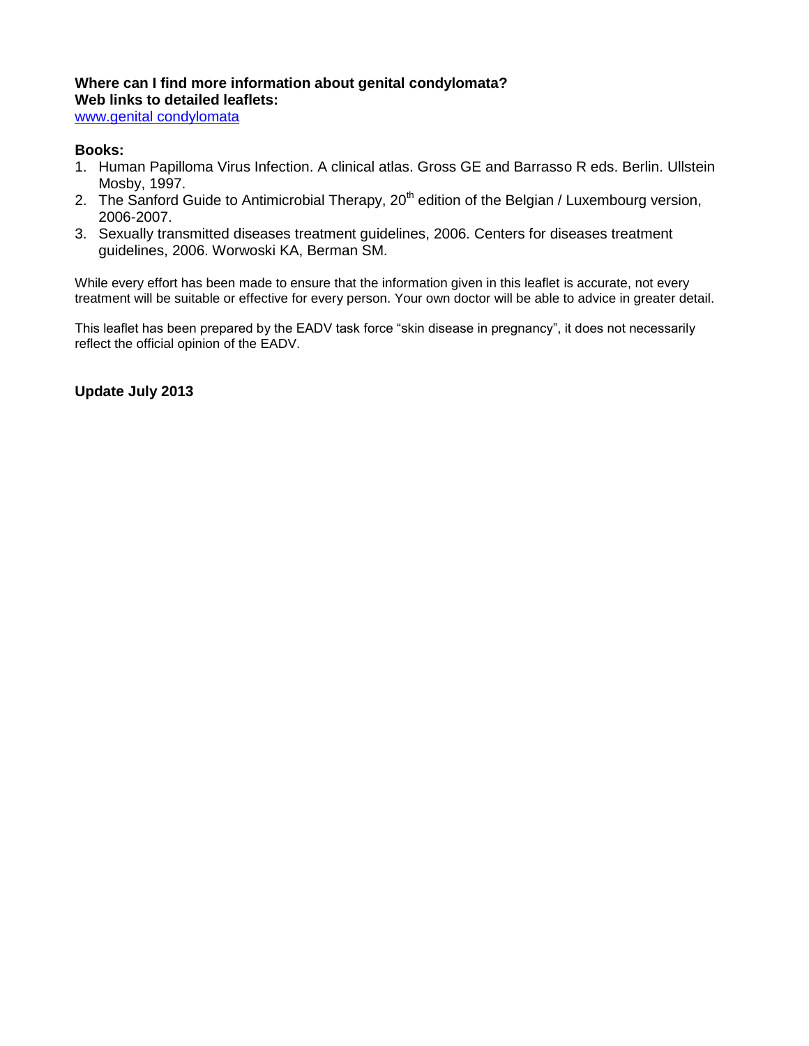**Where can I find more information about genital condylomata?**
**Web links to detailed leaflets:**
www.genital condylomata

**Books:**

1. Human Papilloma Virus Infection. A clinical atlas. Gross GE and Barrasso R eds. Berlin. Ullstein Mosby, 1997.
2. The Sanford Guide to Antimicrobial Therapy, 20th edition of the Belgian / Luxembourg version, 2006-2007.
3. Sexually transmitted diseases treatment guidelines, 2006. Centers for diseases treatment guidelines, 2006. Worwoski KA, Berman SM.

While every effort has been made to ensure that the information given in this leaflet is accurate, not every treatment will be suitable or effective for every person. Your own doctor will be able to advice in greater detail.

This leaflet has been prepared by the EADV task force "skin disease in pregnancy", it does not necessarily reflect the official opinion of the EADV.

**Update July 2013**